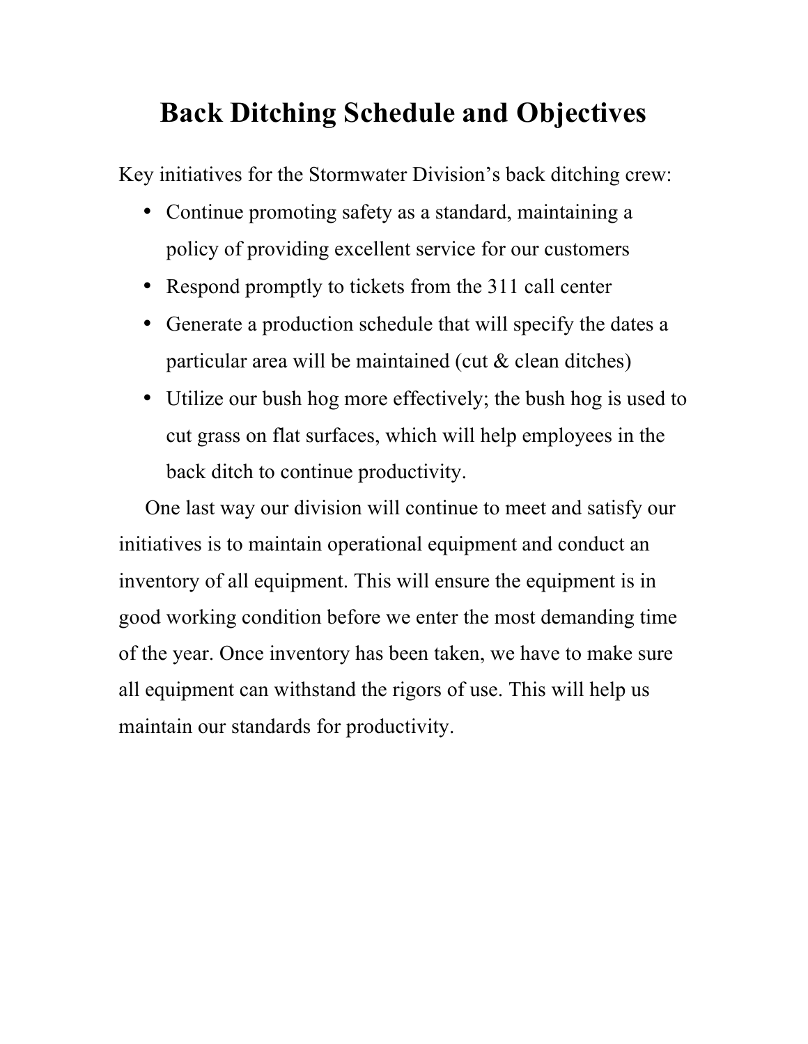# Back Ditching Schedule and Objectives

Key initiatives for the Stormwater Division's back ditching crew:

- Continue promoting safety as a standard, maintaining a policy of providing excellent service for our customers
- Respond promptly to tickets from the 311 call center
- Generate a production schedule that will specify the dates a particular area will be maintained (cut & clean ditches)
- Utilize our bush hog more effectively; the bush hog is used to cut grass on flat surfaces, which will help employees in the back ditch to continue productivity.

One last way our division will continue to meet and satisfy our initiatives is to maintain operational equipment and conduct an inventory of all equipment. This will ensure the equipment is in good working condition before we enter the most demanding time of the year. Once inventory has been taken, we have to make sure all equipment can withstand the rigors of use. This will help us maintain our standards for productivity.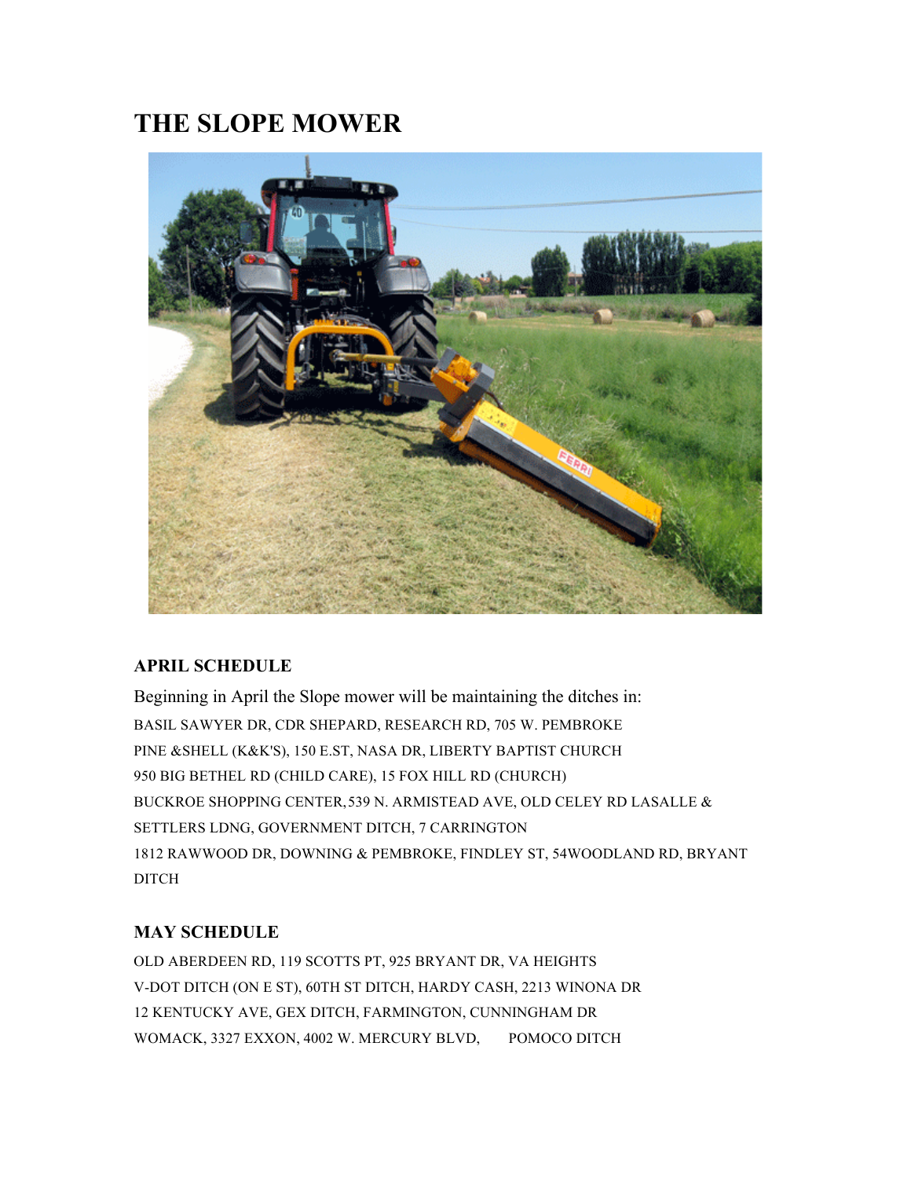# THE SLOPE MOWER

### APRIL SCHEDULE

Beginning in April the Slope mower will be maintaining the ditches in:

BASIL SAWYER DR, CDR SHEPARD, RESEARCH RD, 705 W. PEMBROKE
PINE &SHELL (K&K'S), 150 E.ST, NASA DR, LIBERTY BAPTIST CHURCH
950 BIG BETHEL RD (CHILD CARE), 15 FOX HILL RD (CHURCH)
BUCKROE SHOPPING CENTER, 539 N. ARMISTEAD AVE, OLD CELEY RD LASALLE & SETTLERS LDNG, GOVERNMENT DITCH, 7 CARRINGTON
1812 RAWWOOD DR, DOWNING & PEMBROKE, FINDLEY ST, 54WOODLAND RD, BRYANT DITCH

### MAY SCHEDULE

OLD ABERDEEN RD, 119 SCOTTS PT, 925 BRYANT DR, VA HEIGHTS
V-DOT DITCH (ON E ST), 60TH ST DITCH, HARDY CASH, 2213 WINONA DR
12 KENTUCKY AVE, GEX DITCH, FARMINGTON, CUNNINGHAM DR
WOMACK, 3327 EXXON, 4002 W. MERCURY BLVD, POMOCO DITCH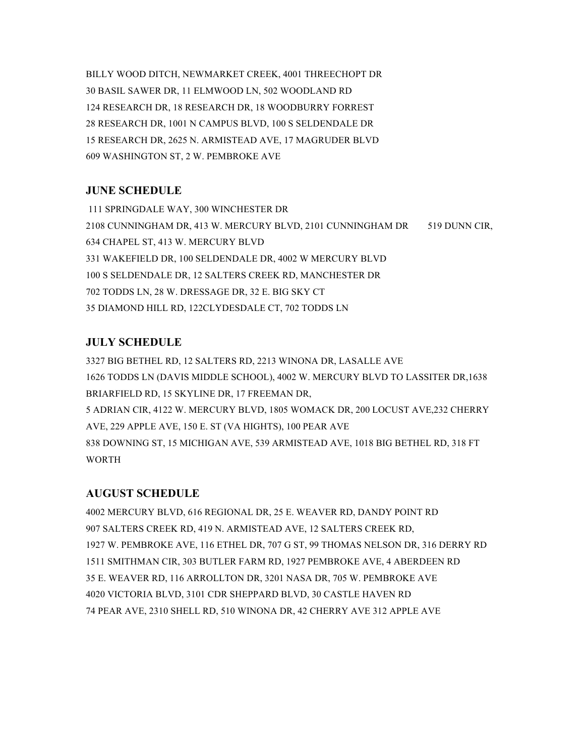BILLY WOOD DITCH, NEWMARKET CREEK, 4001 THREECHOPT DR

30 BASIL SAWER DR, 11 ELMWOOD LN, 502 WOODLAND RD

124 RESEARCH DR, 18 RESEARCH DR, 18 WOODBURRY FORREST

28 RESEARCH DR, 1001 N CAMPUS BLVD, 100 S SELDENDALE DR

15 RESEARCH DR, 2625 N. ARMISTEAD AVE, 17 MAGRUDER BLVD

609 WASHINGTON ST, 2 W. PEMBROKE AVE

### JUNE SCHEDULE

111 SPRINGDALE WAY, 300 WINCHESTER DR

2108 CUNNINGHAM DR, 413 W. MERCURY BLVD, 2101 CUNNINGHAM DR 519 DUNN CIR, 634 CHAPEL ST, 413 W. MERCURY BLVD

331 WAKEFIELD DR, 100 SELDENDALE DR, 4002 W MERCURY BLVD

100 S SELDENDALE DR, 12 SALTERS CREEK RD, MANCHESTER DR

702 TODDS LN, 28 W. DRESSAGE DR, 32 E. BIG SKY CT

35 DIAMOND HILL RD, 122CLYDESDALE CT, 702 TODDS LN

### JULY SCHEDULE

3327 BIG BETHEL RD, 12 SALTERS RD, 2213 WINONA DR, LASALLE AVE

1626 TODDS LN (DAVIS MIDDLE SCHOOL), 4002 W. MERCURY BLVD TO LASSITER DR,1638 BRIARFIELD RD, 15 SKYLINE DR, 17 FREEMAN DR,

5 ADRIAN CIR, 4122 W. MERCURY BLVD, 1805 WOMACK DR, 200 LOCUST AVE,232 CHERRY AVE, 229 APPLE AVE, 150 E. ST (VA HIGHTS), 100 PEAR AVE

838 DOWNING ST, 15 MICHIGAN AVE, 539 ARMISTEAD AVE, 1018 BIG BETHEL RD, 318 FT WORTH

### AUGUST SCHEDULE

4002 MERCURY BLVD, 616 REGIONAL DR, 25 E. WEAVER RD, DANDY POINT RD

907 SALTERS CREEK RD, 419 N. ARMISTEAD AVE, 12 SALTERS CREEK RD,

1927 W. PEMBROKE AVE, 116 ETHEL DR, 707 G ST, 99 THOMAS NELSON DR, 316 DERRY RD

1511 SMITHMAN CIR, 303 BUTLER FARM RD, 1927 PEMBROKE AVE, 4 ABERDEEN RD

35 E. WEAVER RD, 116 ARROLLTON DR, 3201 NASA DR, 705 W. PEMBROKE AVE

4020 VICTORIA BLVD, 3101 CDR SHEPPARD BLVD, 30 CASTLE HAVEN RD

74 PEAR AVE, 2310 SHELL RD, 510 WINONA DR, 42 CHERRY AVE 312 APPLE AVE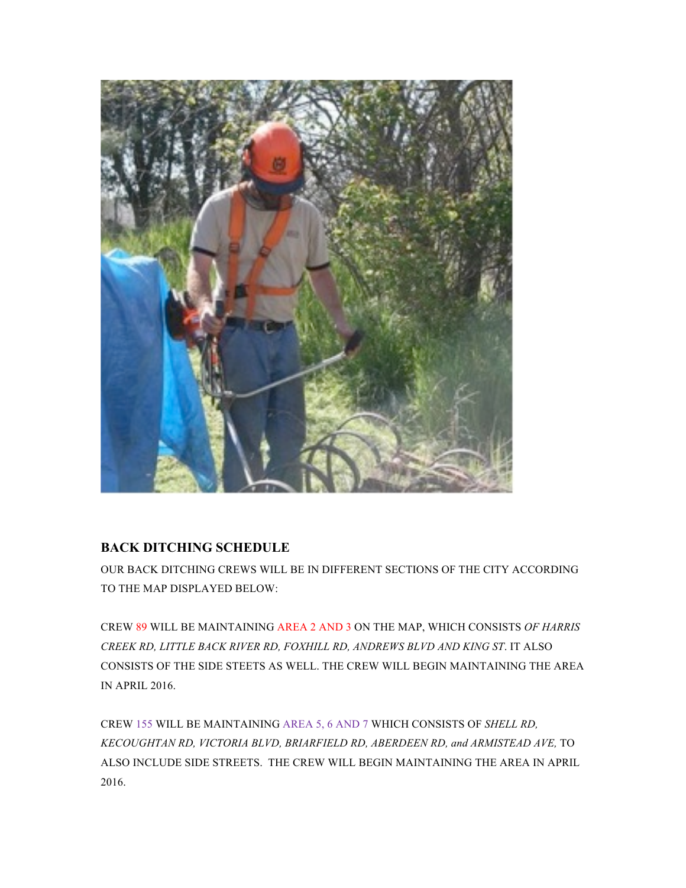## BACK DITCHING SCHEDULE

OUR BACK DITCHING CREWS WILL BE IN DIFFERENT SECTIONS OF THE CITY ACCORDING TO THE MAP DISPLAYED BELOW:

CREW 89 WILL BE MAINTAINING AREA 2 AND 3 ON THE MAP, WHICH CONSISTS *OF HARRIS CREEK RD, LITTLE BACK RIVER RD, FOXHILL RD, ANDREWS BLVD AND KING ST*. IT ALSO CONSISTS OF THE SIDE STEETS AS WELL. THE CREW WILL BEGIN MAINTAINING THE AREA IN APRIL 2016.

CREW 155 WILL BE MAINTAINING AREA 5, 6 AND 7 WHICH CONSISTS OF *SHELL RD, KECOUGHTAN RD, VICTORIA BLVD, BRIARFIELD RD, ABERDEEN RD, and ARMISTEAD AVE,* TO ALSO INCLUDE SIDE STREETS. THE CREW WILL BEGIN MAINTAINING THE AREA IN APRIL 2016.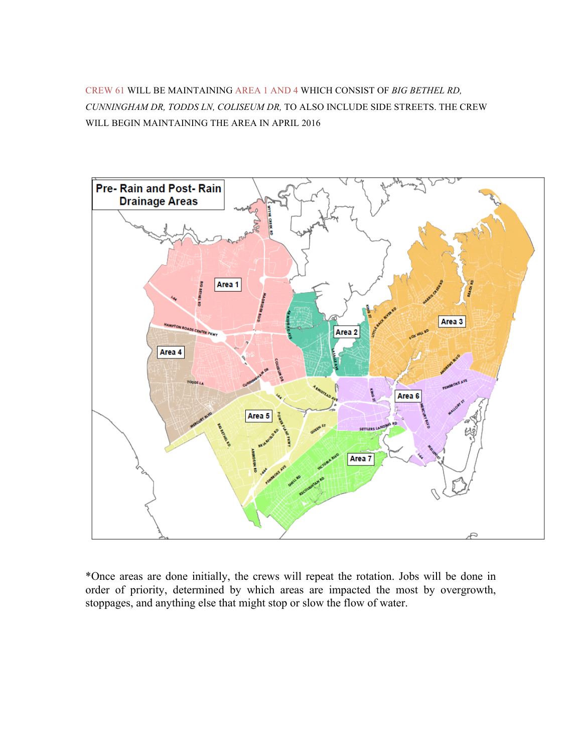CREW 61 WILL BE MAINTAINING AREA 1 AND 4 WHICH CONSIST OF *BIG BETHEL RD, CUNNINGHAM DR, TODDS LN, COLISEUM DR,* TO ALSO INCLUDE SIDE STREETS. THE CREW WILL BEGIN MAINTAINING THE AREA IN APRIL 2016

**Pre- Rain and Post- Rain Drainage Areas**

Area 1

Area 2

Area 3

Area 4

Area 5

Area 6

Area 7

*Once areas are done initially, the crews will repeat the rotation. Jobs will be done in order of priority, determined by which areas are impacted the most by overgrowth, stoppages, and anything else that might stop or slow the flow of water.